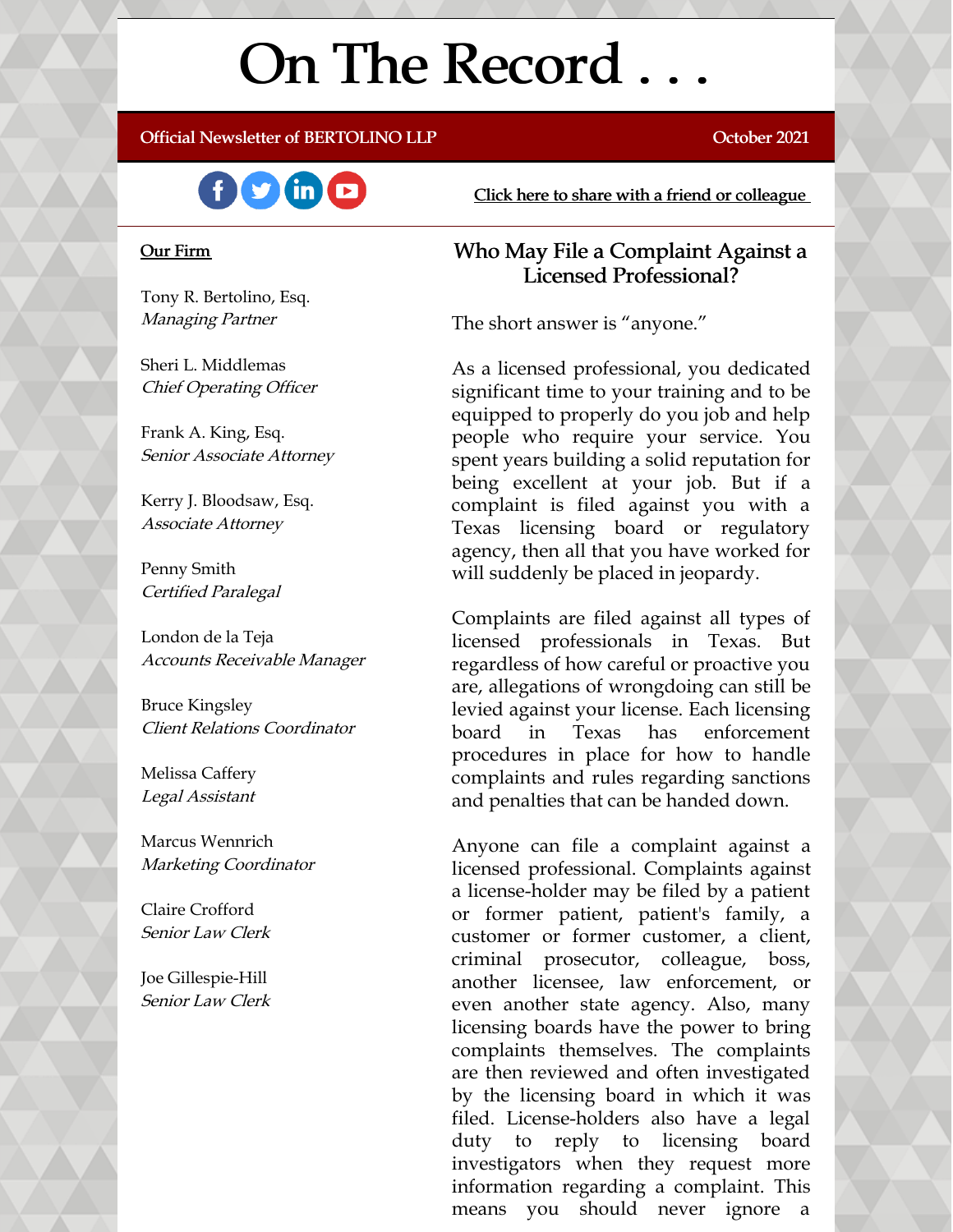# On The Record . . .

**Official Newsletter of BERTOLINO LLP** — October 2021

[Click here to share with a friend or colleague](#)

**Our Firm**

Tony R. Bertolino, Esq.
*Managing Partner*

Sheri L. Middlemas
*Chief Operating Officer*

Frank A. King, Esq.
*Senior Associate Attorney*

Kerry J. Bloodsaw, Esq.
*Associate Attorney*

Penny Smith
*Certified Paralegal*

London de la Teja
*Accounts Receivable Manager*

Bruce Kingsley
*Client Relations Coordinator*

Melissa Caffery
*Legal Assistant*

Marcus Wennrich
*Marketing Coordinator*

Claire Crofford
*Senior Law Clerk*

Joe Gillespie-Hill
*Senior Law Clerk*

## Who May File a Complaint Against a Licensed Professional?

The short answer is "anyone."

As a licensed professional, you dedicated significant time to your training and to be equipped to properly do you job and help people who require your service. You spent years building a solid reputation for being excellent at your job. But if a complaint is filed against you with a Texas licensing board or regulatory agency, then all that you have worked for will suddenly be placed in jeopardy.

Complaints are filed against all types of licensed professionals in Texas. But regardless of how careful or proactive you are, allegations of wrongdoing can still be levied against your license. Each licensing board in Texas has enforcement procedures in place for how to handle complaints and rules regarding sanctions and penalties that can be handed down.

Anyone can file a complaint against a licensed professional. Complaints against a license-holder may be filed by a patient or former patient, patient's family, a customer or former customer, a client, criminal prosecutor, colleague, boss, another licensee, law enforcement, or even another state agency. Also, many licensing boards have the power to bring complaints themselves. The complaints are then reviewed and often investigated by the licensing board in which it was filed. License-holders also have a legal duty to reply to licensing board investigators when they request more information regarding a complaint. This means you should never ignore a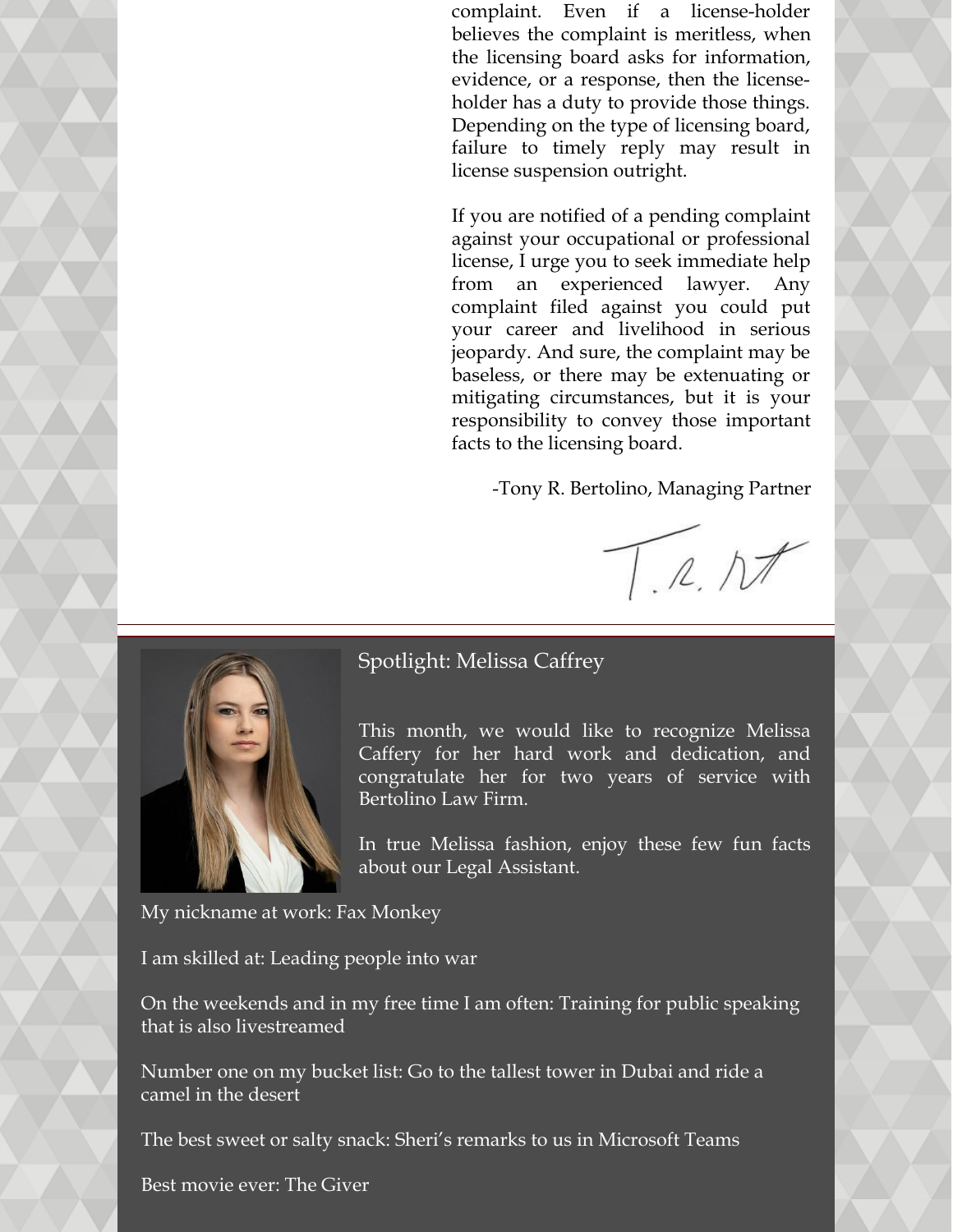complaint. Even if a license-holder believes the complaint is meritless, when the licensing board asks for information, evidence, or a response, then the license-holder has a duty to provide those things. Depending on the type of licensing board, failure to timely reply may result in license suspension outright.

If you are notified of a pending complaint against your occupational or professional license, I urge you to seek immediate help from an experienced lawyer. Any complaint filed against you could put your career and livelihood in serious jeopardy. And sure, the complaint may be baseless, or there may be extenuating or mitigating circumstances, but it is your responsibility to convey those important facts to the licensing board.

-Tony R. Bertolino, Managing Partner

## Spotlight: Melissa Caffrey

This month, we would like to recognize Melissa Caffery for her hard work and dedication, and congratulate her for two years of service with Bertolino Law Firm.

In true Melissa fashion, enjoy these few fun facts about our Legal Assistant.

My nickname at work: Fax Monkey

I am skilled at: Leading people into war

On the weekends and in my free time I am often: Training for public speaking that is also livestreamed

Number one on my bucket list: Go to the tallest tower in Dubai and ride a camel in the desert

The best sweet or salty snack: Sheri's remarks to us in Microsoft Teams

Best movie ever: The Giver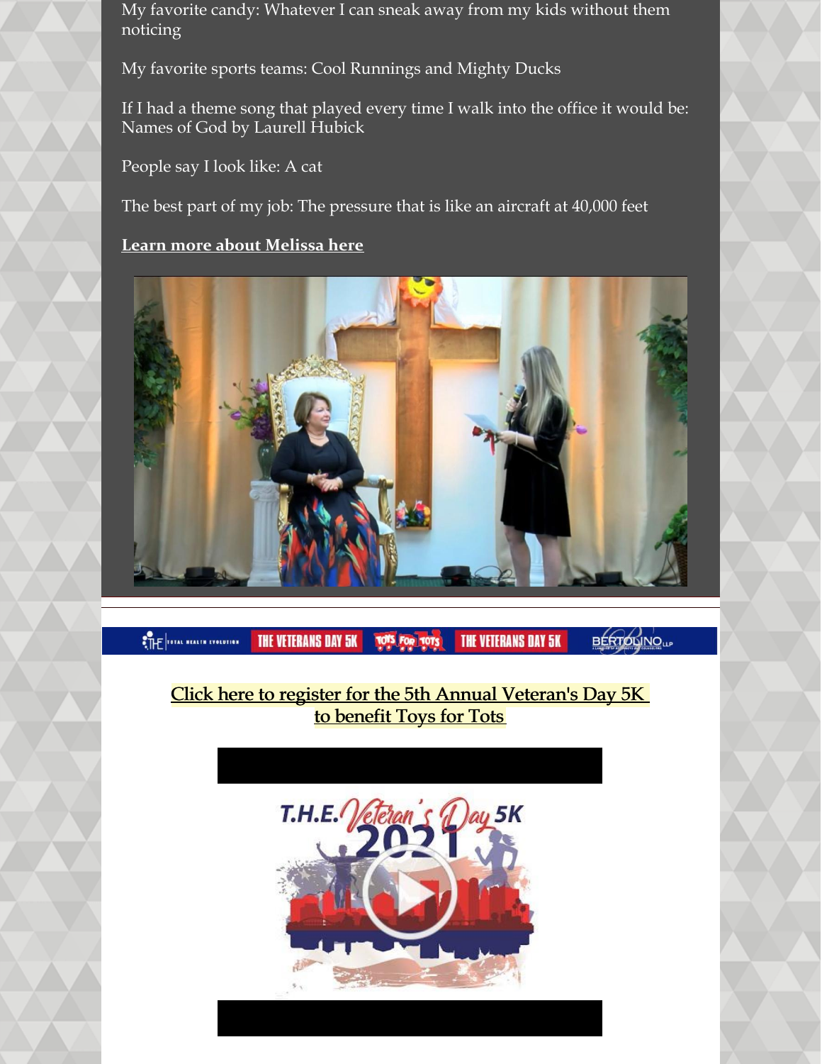My favorite candy: Whatever I can sneak away from my kids without them noticing

My favorite sports teams: Cool Runnings and Mighty Ducks

If I had a theme song that played every time I walk into the office it would be: Names of God by Laurell Hubick

People say I look like: A cat

The best part of my job: The pressure that is like an aircraft at 40,000 feet

**Learn more about Melissa here**

Click here to register for the 5th Annual Veteran's Day 5K to benefit Toys for Tots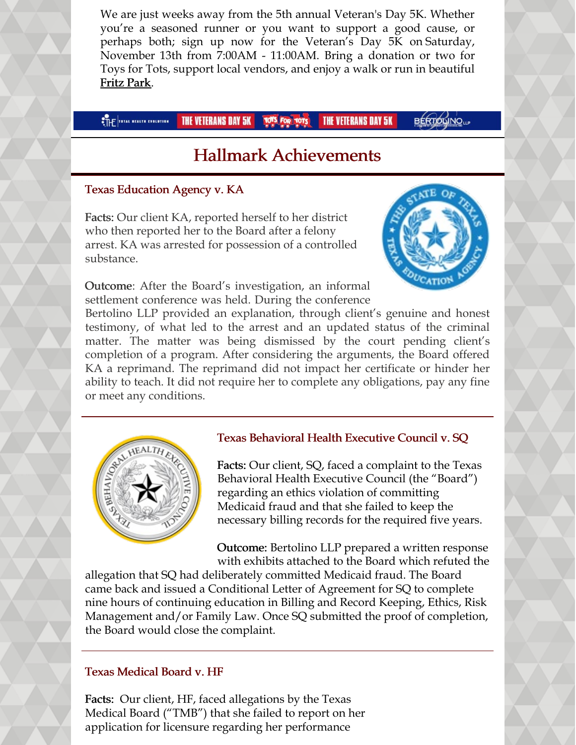We are just weeks away from the 5th annual Veteran's Day 5K. Whether you're a seasoned runner or you want to support a good cause, or perhaps both; sign up now for the Veteran's Day 5K on Saturday, November 13th from 7:00AM - 11:00AM. Bring a donation or two for Toys for Tots, support local vendors, and enjoy a walk or run in beautiful **Fritz Park**.

## Hallmark Achievements

### Texas Education Agency v. KA

**Facts:** Our client KA, reported herself to her district who then reported her to the Board after a felony arrest. KA was arrested for possession of a controlled substance.

**Outcome**: After the Board's investigation, an informal settlement conference was held. During the conference Bertolino LLP provided an explanation, through client's genuine and honest testimony, of what led to the arrest and an updated status of the criminal matter. The matter was being dismissed by the court pending client's completion of a program. After considering the arguments, the Board offered KA a reprimand. The reprimand did not impact her certificate or hinder her ability to teach. It did not require her to complete any obligations, pay any fine or meet any conditions.

### Texas Behavioral Health Executive Council v. SQ

**Facts:** Our client, SQ, faced a complaint to the Texas Behavioral Health Executive Council (the "Board") regarding an ethics violation of committing Medicaid fraud and that she failed to keep the necessary billing records for the required five years.

**Outcome:** Bertolino LLP prepared a written response with exhibits attached to the Board which refuted the allegation that SQ had deliberately committed Medicaid fraud. The Board came back and issued a Conditional Letter of Agreement for SQ to complete nine hours of continuing education in Billing and Record Keeping, Ethics, Risk Management and/or Family Law. Once SQ submitted the proof of completion, the Board would close the complaint.

### Texas Medical Board v. HF

**Facts:** Our client, HF, faced allegations by the Texas Medical Board ("TMB") that she failed to report on her application for licensure regarding her performance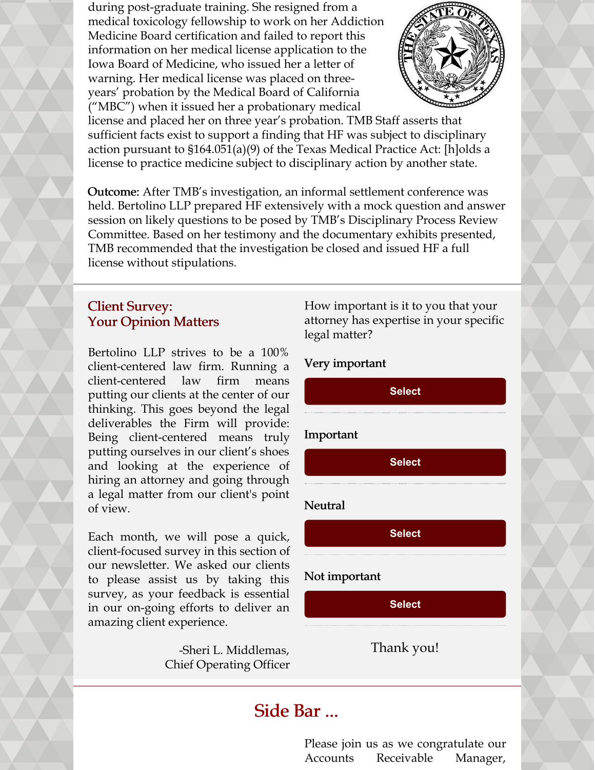during post-graduate training. She resigned from a medical toxicology fellowship to work on her Addiction Medicine Board certification and failed to report this information on her medical license application to the Iowa Board of Medicine, who issued her a letter of warning. Her medical license was placed on three-years' probation by the Medical Board of California ("MBC") when it issued her a probationary medical license and placed her on three year's probation. TMB Staff asserts that sufficient facts exist to support a finding that HF was subject to disciplinary action pursuant to §164.051(a)(9) of the Texas Medical Practice Act: [h]olds a license to practice medicine subject to disciplinary action by another state.

**Outcome:** After TMB's investigation, an informal settlement conference was held. Bertolino LLP prepared HF extensively with a mock question and answer session on likely questions to be posed by TMB's Disciplinary Process Review Committee. Based on her testimony and the documentary exhibits presented, TMB recommended that the investigation be closed and issued HF a full license without stipulations.

---

## Client Survey: Your Opinion Matters

Bertolino LLP strives to be a 100% client-centered law firm. Running a client-centered law firm means putting our clients at the center of our thinking. This goes beyond the legal deliverables the Firm will provide: Being client-centered means truly putting ourselves in our client's shoes and looking at the experience of hiring an attorney and going through a legal matter from our client's point of view.

Each month, we will pose a quick, client-focused survey in this section of our newsletter. We asked our clients to please assist us by taking this survey, as your feedback is essential in our on-going efforts to deliver an amazing client experience.

-Sheri L. Middlemas,
Chief Operating Officer

How important is it to you that your attorney has expertise in your specific legal matter?

**Very important**

Select

**Important**

Select

**Neutral**

Select

**Not important**

Select

Thank you!

---

## Side Bar ...

Please join us as we congratulate our Accounts Receivable Manager,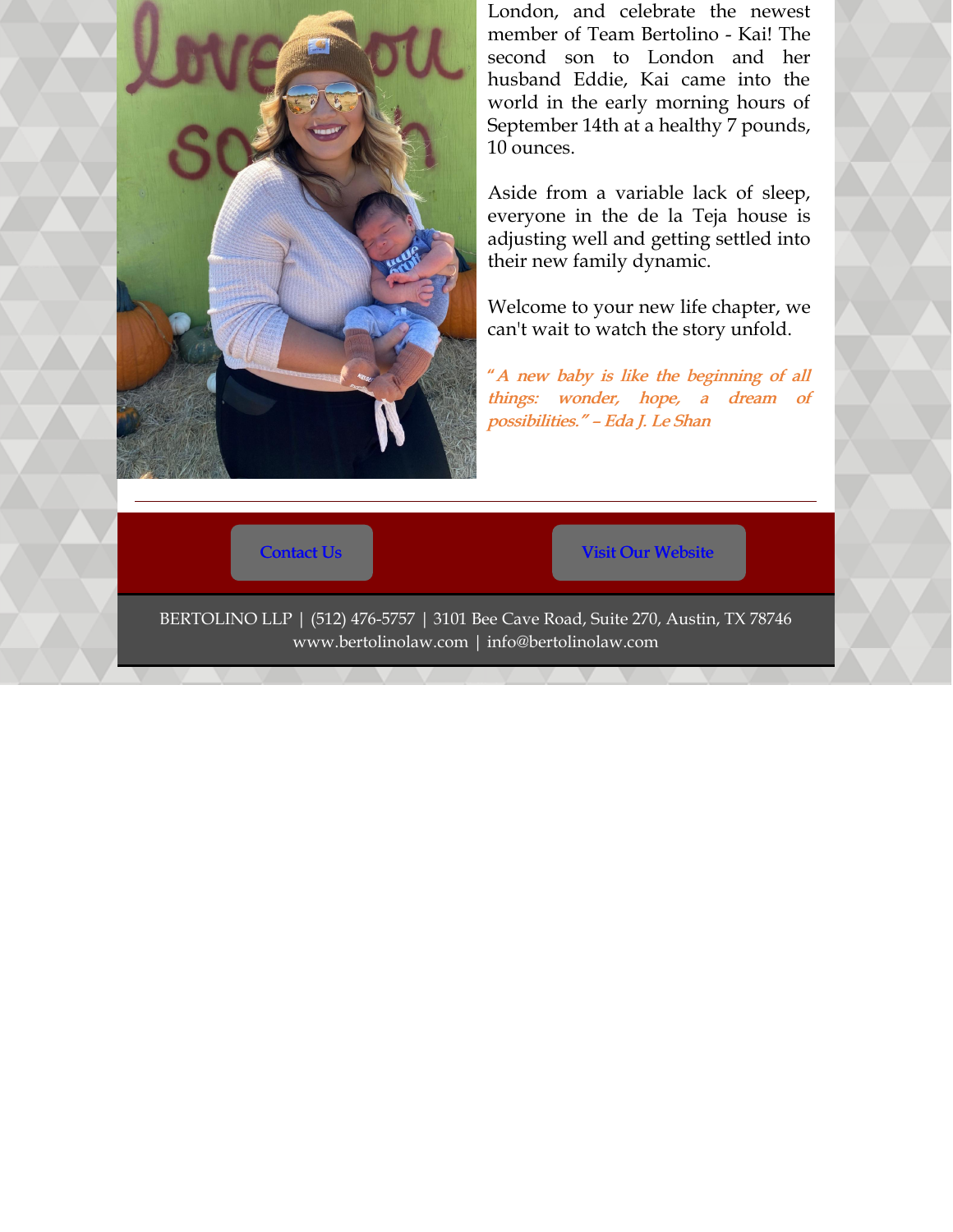London, and celebrate the newest member of Team Bertolino - Kai! The second son to London and her husband Eddie, Kai came into the world in the early morning hours of September 14th at a healthy 7 pounds, 10 ounces.

Aside from a variable lack of sleep, everyone in the de la Teja house is adjusting well and getting settled into their new family dynamic.

Welcome to your new life chapter, we can't wait to watch the story unfold.

*"A new baby is like the beginning of all things: wonder, hope, a dream of possibilities." – Eda J. Le Shan*

---

Contact Us

Visit Our Website

BERTOLINO LLP | (512) 476-5757 | 3101 Bee Cave Road, Suite 270, Austin, TX 78746
www.bertolinolaw.com | info@bertolinolaw.com